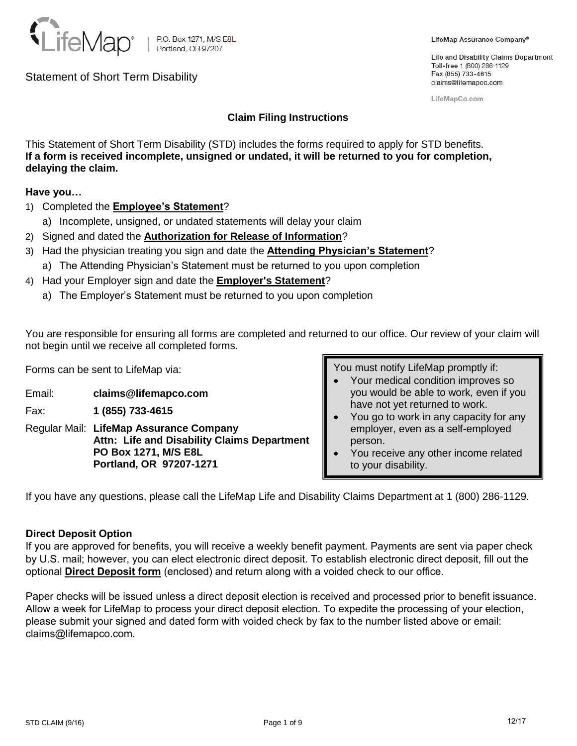LifeMap® | P.O. Box 1271, M/S E8L
Portland, OR 97207

LifeMap Assurance Company®

Life and Disability Claims Department
Toll-free 1 (800) 286-1129
Fax (855) 733-4615
claims@lifemapco.com

LifeMapCo.com

# Statement of Short Term Disability

## Claim Filing Instructions

This Statement of Short Term Disability (STD) includes the forms required to apply for STD benefits.
**If a form is received incomplete, unsigned or undated, it will be returned to you for completion, delaying the claim.**

**Have you…**

1) Completed the **Employee's Statement**?
   a) Incomplete, unsigned, or undated statements will delay your claim
2) Signed and dated the **Authorization for Release of Information**?
3) Had the physician treating you sign and date the **Attending Physician's Statement**?
   a) The Attending Physician's Statement must be returned to you upon completion
4) Had your Employer sign and date the **Employer's Statement**?
   a) The Employer's Statement must be returned to you upon completion

You are responsible for ensuring all forms are completed and returned to our office. Our review of your claim will not begin until we receive all completed forms.

Forms can be sent to LifeMap via:

Email: **claims@lifemapco.com**

Fax: **1 (855) 733-4615**

Regular Mail: **LifeMap Assurance Company**
**Attn: Life and Disability Claims Department**
**PO Box 1271, M/S E8L**
**Portland, OR 97207-1271**

You must notify LifeMap promptly if:

- Your medical condition improves so you would be able to work, even if you have not yet returned to work.
- You go to work in any capacity for any employer, even as a self-employed person.
- You receive any other income related to your disability.

If you have any questions, please call the LifeMap Life and Disability Claims Department at 1 (800) 286-1129.

**Direct Deposit Option**

If you are approved for benefits, you will receive a weekly benefit payment. Payments are sent via paper check by U.S. mail; however, you can elect electronic direct deposit. To establish electronic direct deposit, fill out the optional **Direct Deposit form** (enclosed) and return along with a voided check to our office.

Paper checks will be issued unless a direct deposit election is received and processed prior to benefit issuance. Allow a week for LifeMap to process your direct deposit election. To expedite the processing of your election, please submit your signed and dated form with voided check by fax to the number listed above or email: claims@lifemapco.com.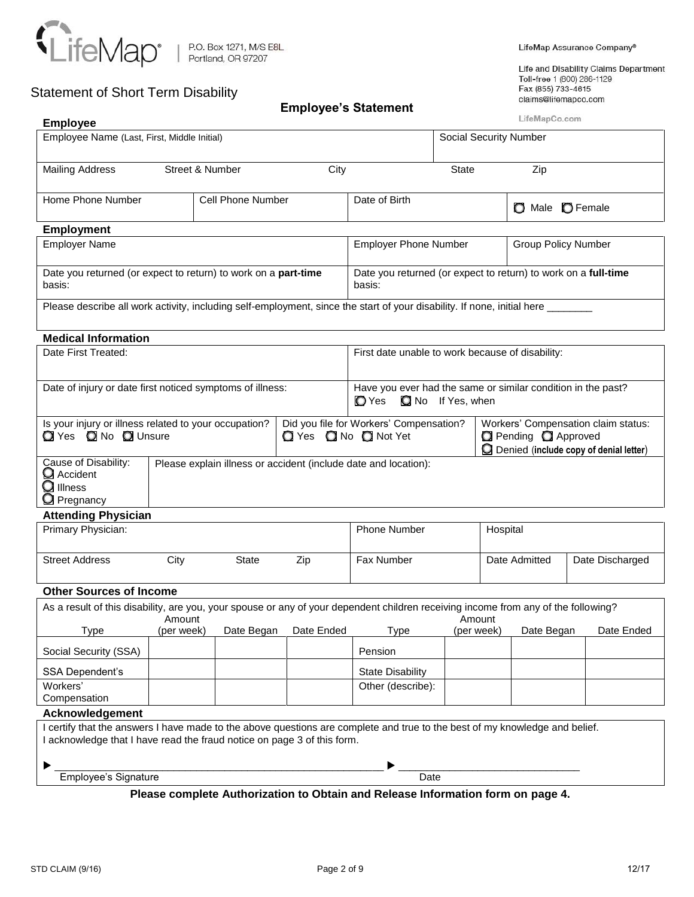LifeMap® | P.O. Box 1271, M/S E8L Portland, OR 97207

LifeMap Assurance Company®

Life and Disability Claims Department
Toll-free 1 (800) 286-1129
Fax (855) 733-4615
claims@lifemapco.com

LifeMapCo.com

# Statement of Short Term Disability

## Employee's Statement

### Employee

| Employee Name (Last, First, Middle Initial) | | | Social Security Number |
|---|---|---|---|
| Mailing Address Street & Number | City | State | Zip |
| Home Phone Number | Cell Phone Number | Date of Birth | ☐ Male ☐ Female |

### Employment

| Employer Name | Employer Phone Number | Group Policy Number |
|---|---|---|
| Date you returned (or expect to return) to work on a **part-time** basis: | Date you returned (or expect to return) to work on a **full-time** basis: | |

Please describe all work activity, including self-employment, since the start of your disability. If none, initial here ________

### Medical Information

| Date First Treated: | First date unable to work because of disability: |
|---|---|
| Date of injury or date first noticed symptoms of illness: | Have you ever had the same or similar condition in the past? ☐ Yes ☐ No If Yes, when |

| Is your injury or illness related to your occupation? ☐ Yes ☐ No ☐ Unsure | Did you file for Workers' Compensation? ☐ Yes ☐ No ☐ Not Yet | Workers' Compensation claim status: ☐ Pending ☐ Approved ☐ Denied (**include copy of denial letter**) |
|---|---|---|

| Cause of Disability: ☐ Accident ☐ Illness ☐ Pregnancy | Please explain illness or accident (include date and location): |
|---|---|

### Attending Physician

| Primary Physician: | | | | Phone Number | Hospital | |
|---|---|---|---|---|---|---|
| Street Address | City | State | Zip | Fax Number | Date Admitted | Date Discharged |

### Other Sources of Income

As a result of this disability, are you, your spouse or any of your dependent children receiving income from any of the following?

| Type | Amount (per week) | Date Began | Date Ended | Type | Amount (per week) | Date Began | Date Ended |
|---|---|---|---|---|---|---|---|
| Social Security (SSA) | | | | Pension | | | |
| SSA Dependent's | | | | State Disability | | | |
| Workers' Compensation | | | | Other (describe): | | | |

### Acknowledgement

I certify that the answers I have made to the above questions are complete and true to the best of my knowledge and belief.
I acknowledge that I have read the fraud notice on page 3 of this form.

▶ ____________________________________________ ▶ ______________________________
Employee's Signature Date

**Please complete Authorization to Obtain and Release Information form on page 4.**

STD CLAIM (9/16) 12/17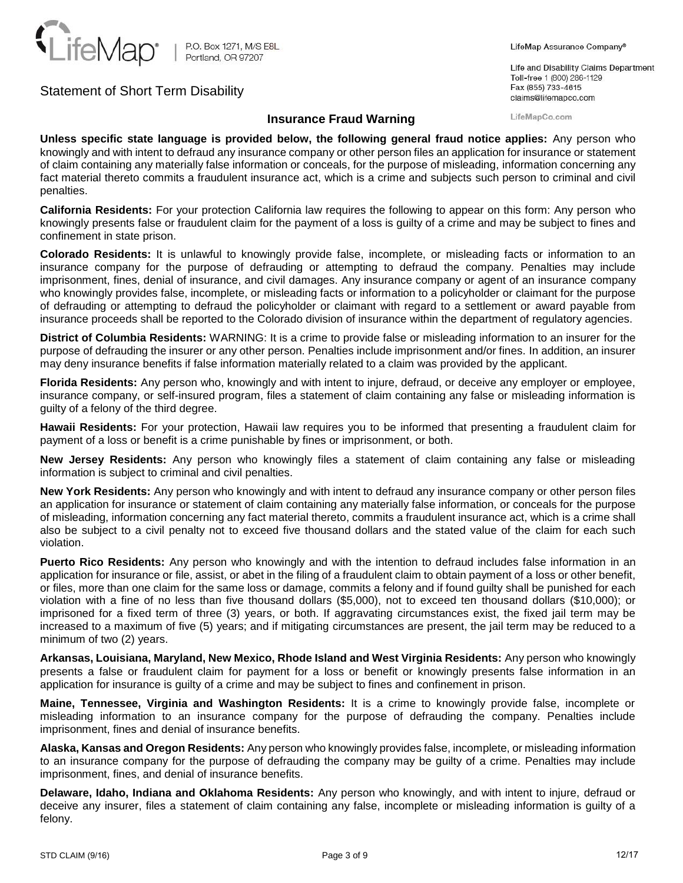LifeMap® | P.O. Box 1271, M/S E8L
Portland, OR 97207

LifeMap Assurance Company®

Life and Disability Claims Department
Toll-free 1 (800) 286-1129
Fax (855) 733-4615
claims@lifemapco.com

LifeMapCo.com

# Statement of Short Term Disability

## Insurance Fraud Warning

**Unless specific state language is provided below, the following general fraud notice applies:** Any person who knowingly and with intent to defraud any insurance company or other person files an application for insurance or statement of claim containing any materially false information or conceals, for the purpose of misleading, information concerning any fact material thereto commits a fraudulent insurance act, which is a crime and subjects such person to criminal and civil penalties.

**California Residents:** For your protection California law requires the following to appear on this form: Any person who knowingly presents false or fraudulent claim for the payment of a loss is guilty of a crime and may be subject to fines and confinement in state prison.

**Colorado Residents:** It is unlawful to knowingly provide false, incomplete, or misleading facts or information to an insurance company for the purpose of defrauding or attempting to defraud the company. Penalties may include imprisonment, fines, denial of insurance, and civil damages. Any insurance company or agent of an insurance company who knowingly provides false, incomplete, or misleading facts or information to a policyholder or claimant for the purpose of defrauding or attempting to defraud the policyholder or claimant with regard to a settlement or award payable from insurance proceeds shall be reported to the Colorado division of insurance within the department of regulatory agencies.

**District of Columbia Residents:** WARNING: It is a crime to provide false or misleading information to an insurer for the purpose of defrauding the insurer or any other person. Penalties include imprisonment and/or fines. In addition, an insurer may deny insurance benefits if false information materially related to a claim was provided by the applicant.

**Florida Residents:** Any person who, knowingly and with intent to injure, defraud, or deceive any employer or employee, insurance company, or self-insured program, files a statement of claim containing any false or misleading information is guilty of a felony of the third degree.

**Hawaii Residents:** For your protection, Hawaii law requires you to be informed that presenting a fraudulent claim for payment of a loss or benefit is a crime punishable by fines or imprisonment, or both.

**New Jersey Residents:** Any person who knowingly files a statement of claim containing any false or misleading information is subject to criminal and civil penalties.

**New York Residents:** Any person who knowingly and with intent to defraud any insurance company or other person files an application for insurance or statement of claim containing any materially false information, or conceals for the purpose of misleading, information concerning any fact material thereto, commits a fraudulent insurance act, which is a crime shall also be subject to a civil penalty not to exceed five thousand dollars and the stated value of the claim for each such violation.

**Puerto Rico Residents:** Any person who knowingly and with the intention to defraud includes false information in an application for insurance or file, assist, or abet in the filing of a fraudulent claim to obtain payment of a loss or other benefit, or files, more than one claim for the same loss or damage, commits a felony and if found guilty shall be punished for each violation with a fine of no less than five thousand dollars ($5,000), not to exceed ten thousand dollars ($10,000); or imprisoned for a fixed term of three (3) years, or both. If aggravating circumstances exist, the fixed jail term may be increased to a maximum of five (5) years; and if mitigating circumstances are present, the jail term may be reduced to a minimum of two (2) years.

**Arkansas, Louisiana, Maryland, New Mexico, Rhode Island and West Virginia Residents:** Any person who knowingly presents a false or fraudulent claim for payment for a loss or benefit or knowingly presents false information in an application for insurance is guilty of a crime and may be subject to fines and confinement in prison.

**Maine, Tennessee, Virginia and Washington Residents:** It is a crime to knowingly provide false, incomplete or misleading information to an insurance company for the purpose of defrauding the company. Penalties include imprisonment, fines and denial of insurance benefits.

**Alaska, Kansas and Oregon Residents:** Any person who knowingly provides false, incomplete, or misleading information to an insurance company for the purpose of defrauding the company may be guilty of a crime. Penalties may include imprisonment, fines, and denial of insurance benefits.

**Delaware, Idaho, Indiana and Oklahoma Residents:** Any person who knowingly, and with intent to injure, defraud or deceive any insurer, files a statement of claim containing any false, incomplete or misleading information is guilty of a felony.

STD CLAIM (9/16) 12/17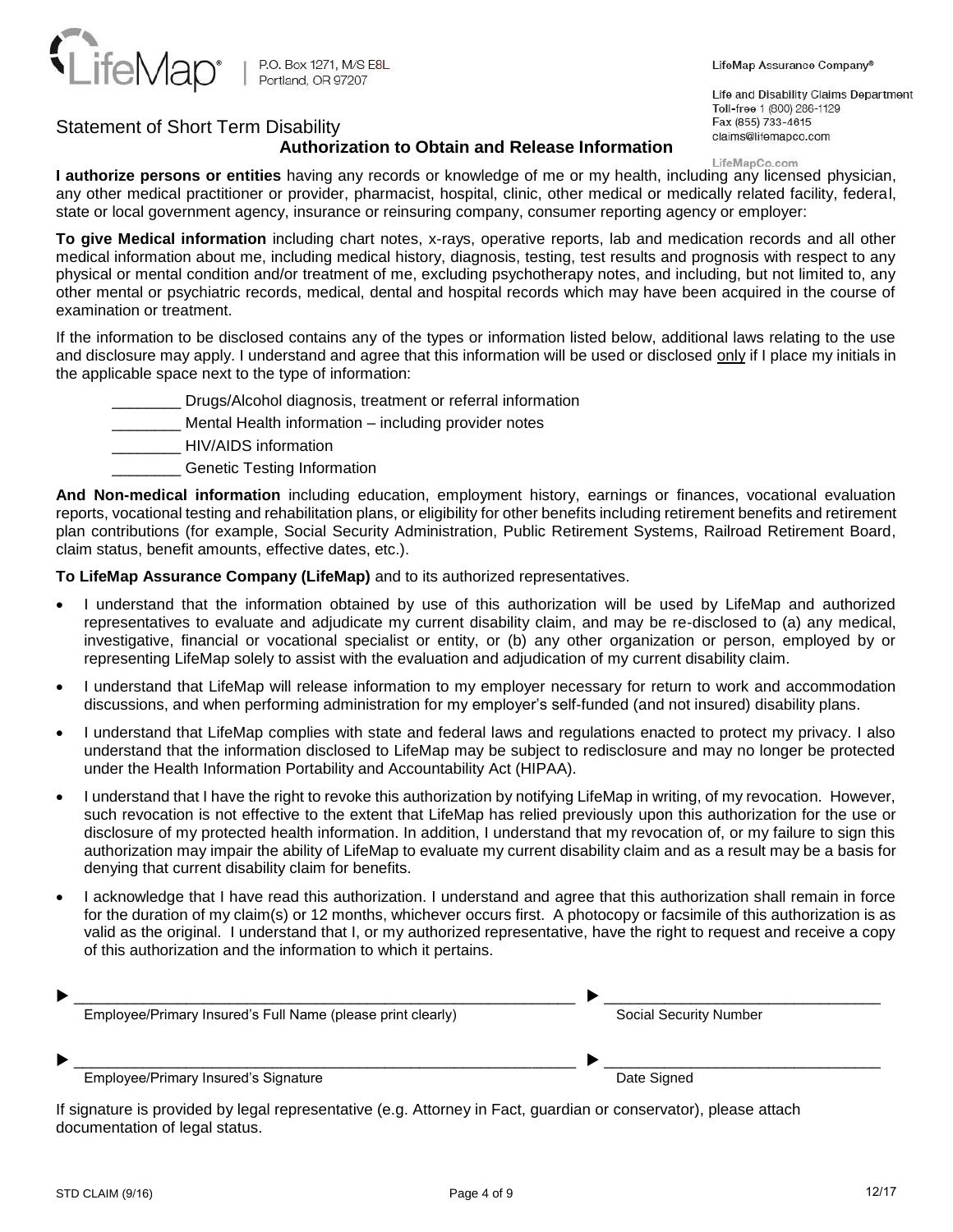LifeMap® | P.O. Box 1271, M/S E8L
Portland, OR 97207

LifeMap Assurance Company®

Life and Disability Claims Department
Toll-free 1 (800) 286-1129
Fax (855) 733-4615
claims@lifemapco.com

LifeMapCo.com

# Statement of Short Term Disability

## Authorization to Obtain and Release Information

**I authorize persons or entities** having any records or knowledge of me or my health, including any licensed physician, any other medical practitioner or provider, pharmacist, hospital, clinic, other medical or medically related facility, federal, state or local government agency, insurance or reinsuring company, consumer reporting agency or employer:

**To give Medical information** including chart notes, x-rays, operative reports, lab and medication records and all other medical information about me, including medical history, diagnosis, testing, test results and prognosis with respect to any physical or mental condition and/or treatment of me, excluding psychotherapy notes, and including, but not limited to, any other mental or psychiatric records, medical, dental and hospital records which may have been acquired in the course of examination or treatment.

If the information to be disclosed contains any of the types or information listed below, additional laws relating to the use and disclosure may apply. I understand and agree that this information will be used or disclosed only if I place my initials in the applicable space next to the type of information:

________ Drugs/Alcohol diagnosis, treatment or referral information
________ Mental Health information – including provider notes
________ HIV/AIDS information
________ Genetic Testing Information

**And Non-medical information** including education, employment history, earnings or finances, vocational evaluation reports, vocational testing and rehabilitation plans, or eligibility for other benefits including retirement benefits and retirement plan contributions (for example, Social Security Administration, Public Retirement Systems, Railroad Retirement Board, claim status, benefit amounts, effective dates, etc.).

**To LifeMap Assurance Company (LifeMap)** and to its authorized representatives.

- I understand that the information obtained by use of this authorization will be used by LifeMap and authorized representatives to evaluate and adjudicate my current disability claim, and may be re-disclosed to (a) any medical, investigative, financial or vocational specialist or entity, or (b) any other organization or person, employed by or representing LifeMap solely to assist with the evaluation and adjudication of my current disability claim.
- I understand that LifeMap will release information to my employer necessary for return to work and accommodation discussions, and when performing administration for my employer's self-funded (and not insured) disability plans.
- I understand that LifeMap complies with state and federal laws and regulations enacted to protect my privacy. I also understand that the information disclosed to LifeMap may be subject to redisclosure and may no longer be protected under the Health Information Portability and Accountability Act (HIPAA).
- I understand that I have the right to revoke this authorization by notifying LifeMap in writing, of my revocation. However, such revocation is not effective to the extent that LifeMap has relied previously upon this authorization for the use or disclosure of my protected health information. In addition, I understand that my revocation of, or my failure to sign this authorization may impair the ability of LifeMap to evaluate my current disability claim and as a result may be a basis for denying that current disability claim for benefits.
- I acknowledge that I have read this authorization. I understand and agree that this authorization shall remain in force for the duration of my claim(s) or 12 months, whichever occurs first. A photocopy or facsimile of this authorization is as valid as the original. I understand that I, or my authorized representative, have the right to request and receive a copy of this authorization and the information to which it pertains.

▶ ____________________________________________ ▶ ______________________
Employee/Primary Insured's Full Name (please print clearly) — Social Security Number

▶ ____________________________________________ ▶ ______________________
Employee/Primary Insured's Signature — Date Signed

If signature is provided by legal representative (e.g. Attorney in Fact, guardian or conservator), please attach documentation of legal status.

STD CLAIM (9/16) 12/17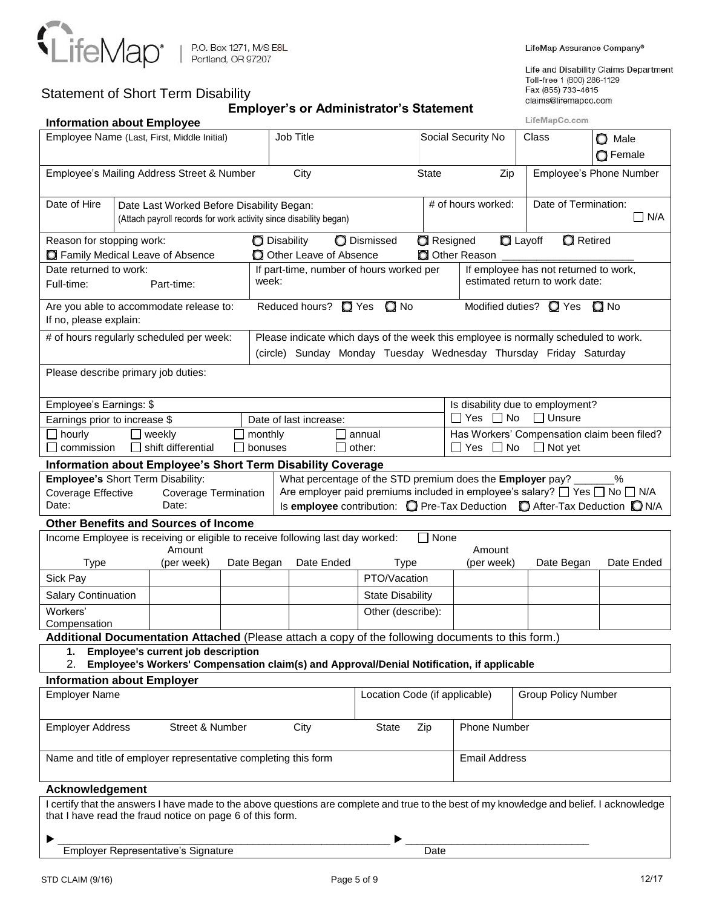LifeMap® | P.O. Box 1271, M/S E8L Portland, OR 97207

LifeMap Assurance Company®

Life and Disability Claims Department
Toll-free 1 (800) 286-1129
Fax (855) 733-4615
claims@lifemapco.com

LifeMapCo.com

# Statement of Short Term Disability

## Employer's or Administrator's Statement

### Information about Employee

| Employee Name (Last, First, Middle Initial) | Job Title | Social Security No | Class | ○ Male ○ Female |
|---|---|---|---|---|

| Employee's Mailing Address Street & Number | City | State | Zip | Employee's Phone Number |
|---|---|---|---|---|

| Date of Hire | Date Last Worked Before Disability Began: (Attach payroll records for work activity since disability began) | # of hours worked: | Date of Termination: ☐ N/A |
|---|---|---|---|

Reason for stopping work: ○ Disability ○ Dismissed ○ Resigned ○ Layoff ○ Retired ○ Family Medical Leave of Absence ○ Other Leave of Absence ○ Other Reason ______________________

| Date returned to work: Full-time: Part-time: | If part-time, number of hours worked per week: | If employee has not returned to work, estimated return to work date: |
|---|---|---|

Are you able to accommodate release to: Reduced hours? ○ Yes ○ No Modified duties? ○ Yes ○ No
If no, please explain:

| # of hours regularly scheduled per week: | Please indicate which days of the week this employee is normally scheduled to work. (circle) Sunday Monday Tuesday Wednesday Thursday Friday Saturday |
|---|---|

Please describe primary job duties:

| Employee's Earnings: $ | | Is disability due to employment? ☐ Yes ☐ No ☐ Unsure |
|---|---|---|
| Earnings prior to increase $ | Date of last increase: | |
| ☐ hourly ☐ weekly ☐ monthly ☐ annual | | Has Workers' Compensation claim been filed? |
| ☐ commission ☐ shift differential ☐ bonuses ☐ other: | | ☐ Yes ☐ No ☐ Not yet |

### Information about Employee's Short Term Disability Coverage

| **Employee's** Short Term Disability: | What percentage of the STD premium does the **Employer** pay? _______% |
|---|---|
| Coverage Effective Date: Coverage Termination Date: | Are employer paid premiums included in employee's salary? ☐ Yes ☐ No ☐ N/A<br>Is **employee** contribution: ○ Pre-Tax Deduction ○ After-Tax Deduction ○ N/A |

### Other Benefits and Sources of Income

Income Employee is receiving or eligible to receive following last day worked: ☐ None

| Type | Amount (per week) | Date Began | Date Ended | Type | Amount (per week) | Date Began | Date Ended |
|---|---|---|---|---|---|---|---|
| Sick Pay | | | | PTO/Vacation | | | |
| Salary Continuation | | | | State Disability | | | |
| Workers' Compensation | | | | Other (describe): | | | |

### Additional Documentation Attached (Please attach a copy of the following documents to this form.)

1. **Employee's current job description**
2. **Employee's Workers' Compensation claim(s) and Approval/Denial Notification, if applicable**

### Information about Employer

| Employer Name | Location Code (if applicable) | Group Policy Number |
|---|---|---|

| Employer Address Street & Number | City | State | Zip | Phone Number |
|---|---|---|---|---|

| Name and title of employer representative completing this form | Email Address |
|---|---|

### Acknowledgement

I certify that the answers I have made to the above questions are complete and true to the best of my knowledge and belief. I acknowledge that I have read the fraud notice on page 6 of this form.

▶ ____________________________________________ ▶ ______________________________
Employer Representative's Signature Date

STD CLAIM (9/16) 12/17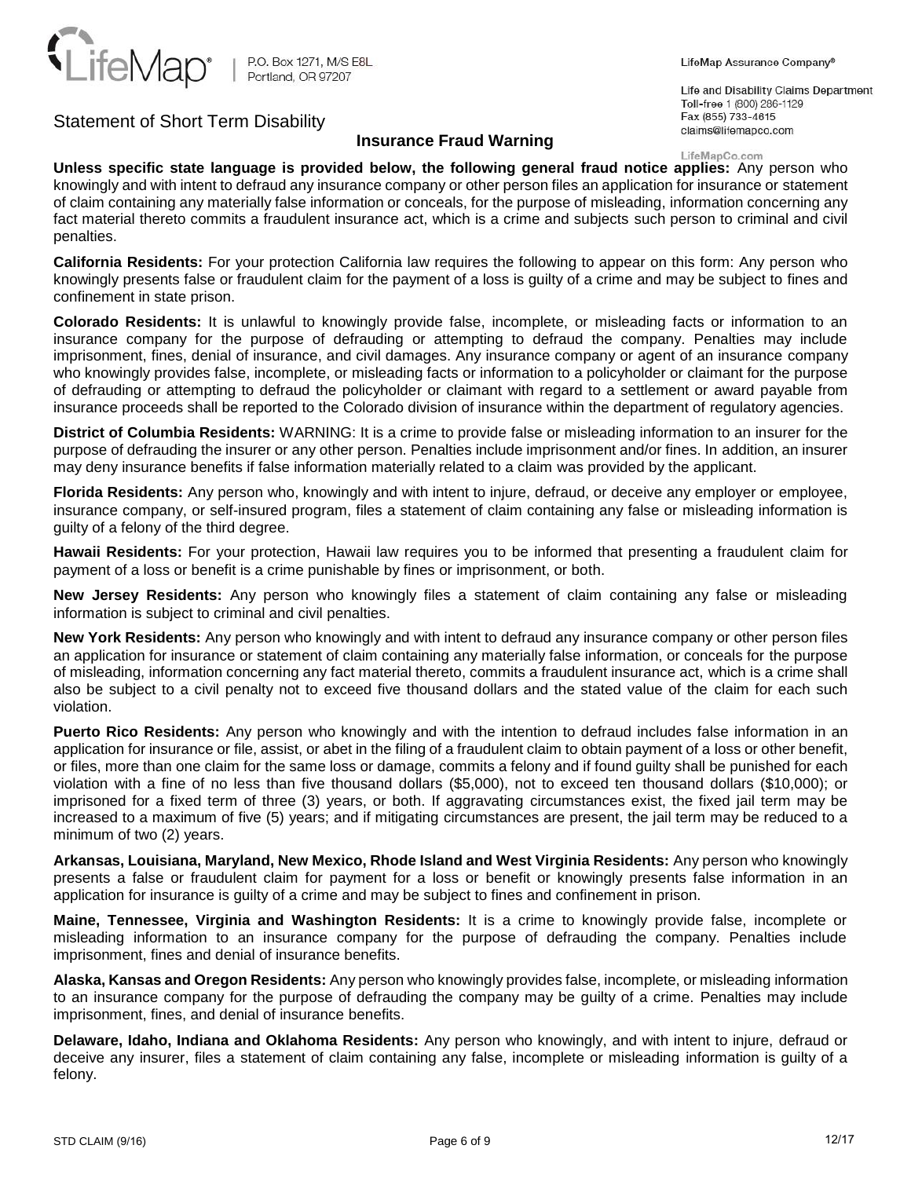LifeMap® | P.O. Box 1271, M/S E8L Portland, OR 97207

LifeMap Assurance Company®

Life and Disability Claims Department
Toll-free 1 (800) 286-1129
Fax (855) 733-4615
claims@lifemapco.com
LifeMapCo.com

Statement of Short Term Disability

## Insurance Fraud Warning

**Unless specific state language is provided below, the following general fraud notice applies:** Any person who knowingly and with intent to defraud any insurance company or other person files an application for insurance or statement of claim containing any materially false information or conceals, for the purpose of misleading, information concerning any fact material thereto commits a fraudulent insurance act, which is a crime and subjects such person to criminal and civil penalties.

**California Residents:** For your protection California law requires the following to appear on this form: Any person who knowingly presents false or fraudulent claim for the payment of a loss is guilty of a crime and may be subject to fines and confinement in state prison.

**Colorado Residents:** It is unlawful to knowingly provide false, incomplete, or misleading facts or information to an insurance company for the purpose of defrauding or attempting to defraud the company. Penalties may include imprisonment, fines, denial of insurance, and civil damages. Any insurance company or agent of an insurance company who knowingly provides false, incomplete, or misleading facts or information to a policyholder or claimant for the purpose of defrauding or attempting to defraud the policyholder or claimant with regard to a settlement or award payable from insurance proceeds shall be reported to the Colorado division of insurance within the department of regulatory agencies.

**District of Columbia Residents:** WARNING: It is a crime to provide false or misleading information to an insurer for the purpose of defrauding the insurer or any other person. Penalties include imprisonment and/or fines. In addition, an insurer may deny insurance benefits if false information materially related to a claim was provided by the applicant.

**Florida Residents:** Any person who, knowingly and with intent to injure, defraud, or deceive any employer or employee, insurance company, or self-insured program, files a statement of claim containing any false or misleading information is guilty of a felony of the third degree.

**Hawaii Residents:** For your protection, Hawaii law requires you to be informed that presenting a fraudulent claim for payment of a loss or benefit is a crime punishable by fines or imprisonment, or both.

**New Jersey Residents:** Any person who knowingly files a statement of claim containing any false or misleading information is subject to criminal and civil penalties.

**New York Residents:** Any person who knowingly and with intent to defraud any insurance company or other person files an application for insurance or statement of claim containing any materially false information, or conceals for the purpose of misleading, information concerning any fact material thereto, commits a fraudulent insurance act, which is a crime shall also be subject to a civil penalty not to exceed five thousand dollars and the stated value of the claim for each such violation.

**Puerto Rico Residents:** Any person who knowingly and with the intention to defraud includes false information in an application for insurance or file, assist, or abet in the filing of a fraudulent claim to obtain payment of a loss or other benefit, or files, more than one claim for the same loss or damage, commits a felony and if found guilty shall be punished for each violation with a fine of no less than five thousand dollars ($5,000), not to exceed ten thousand dollars ($10,000); or imprisoned for a fixed term of three (3) years, or both. If aggravating circumstances exist, the fixed jail term may be increased to a maximum of five (5) years; and if mitigating circumstances are present, the jail term may be reduced to a minimum of two (2) years.

**Arkansas, Louisiana, Maryland, New Mexico, Rhode Island and West Virginia Residents:** Any person who knowingly presents a false or fraudulent claim for payment for a loss or benefit or knowingly presents false information in an application for insurance is guilty of a crime and may be subject to fines and confinement in prison.

**Maine, Tennessee, Virginia and Washington Residents:** It is a crime to knowingly provide false, incomplete or misleading information to an insurance company for the purpose of defrauding the company. Penalties include imprisonment, fines and denial of insurance benefits.

**Alaska, Kansas and Oregon Residents:** Any person who knowingly provides false, incomplete, or misleading information to an insurance company for the purpose of defrauding the company may be guilty of a crime. Penalties may include imprisonment, fines, and denial of insurance benefits.

**Delaware, Idaho, Indiana and Oklahoma Residents:** Any person who knowingly, and with intent to injure, defraud or deceive any insurer, files a statement of claim containing any false, incomplete or misleading information is guilty of a felony.

STD CLAIM (9/16) 12/17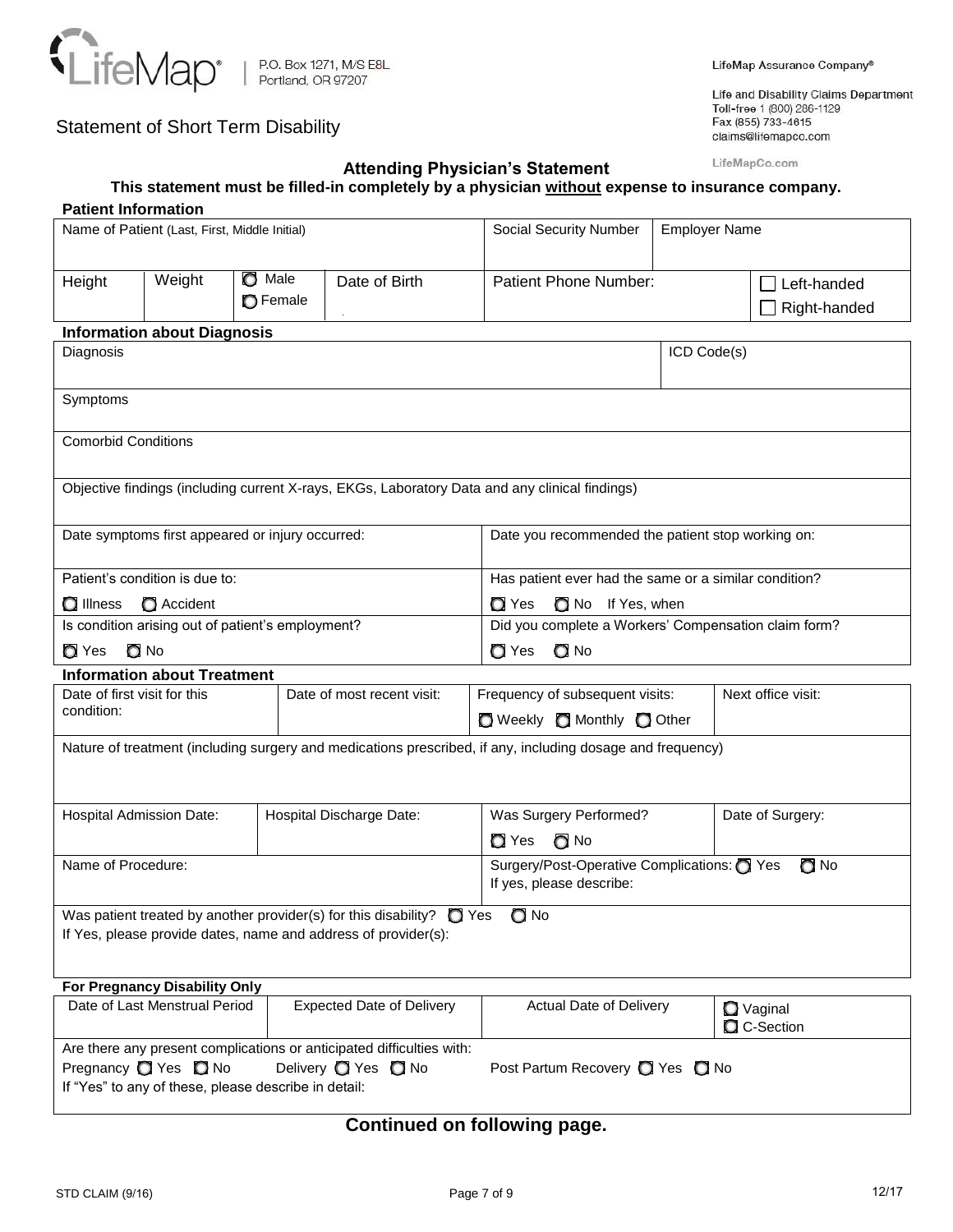LifeMap® | P.O. Box 1271, M/S E8L Portland, OR 97207

LifeMap Assurance Company®

Life and Disability Claims Department
Toll-free 1 (800) 286-1129
Fax (855) 733-4615
claims@lifemapco.com

LifeMapCo.com

# Statement of Short Term Disability

## Attending Physician's Statement

**This statement must be filled-in completely by a physician without expense to insurance company.**

### Patient Information

| Name of Patient (Last, First, Middle Initial) | | | | Social Security Number | Employer Name | |
|---|---|---|---|---|---|---|
| Height | Weight | ◯ Male ◯ Female | Date of Birth | Patient Phone Number: | | ☐ Left-handed ☐ Right-handed |

### Information about Diagnosis

| Diagnosis | ICD Code(s) |
|---|---|
| Symptoms | |
| Comorbid Conditions | |
| Objective findings (including current X-rays, EKGs, Laboratory Data and any clinical findings) | |
| Date symptoms first appeared or injury occurred: | Date you recommended the patient stop working on: |
| Patient's condition is due to: ◯ Illness ◯ Accident | Has patient ever had the same or a similar condition? ◯ Yes ◯ No If Yes, when |
| Is condition arising out of patient's employment? ◯ Yes ◯ No | Did you complete a Workers' Compensation claim form? ◯ Yes ◯ No |

### Information about Treatment

| Date of first visit for this condition: | Date of most recent visit: | Frequency of subsequent visits: ◯ Weekly ◯ Monthly ◯ Other | Next office visit: |
|---|---|---|---|
| Nature of treatment (including surgery and medications prescribed, if any, including dosage and frequency) | | | |
| Hospital Admission Date: | Hospital Discharge Date: | Was Surgery Performed? ◯ Yes ◯ No | Date of Surgery: |
| Name of Procedure: | | Surgery/Post-Operative Complications: ◯ Yes ◯ No If yes, please describe: | |
| Was patient treated by another provider(s) for this disability? ◯ Yes ◯ No If Yes, please provide dates, name and address of provider(s): | | | |

### For Pregnancy Disability Only

| Date of Last Menstrual Period | Expected Date of Delivery | Actual Date of Delivery | ◯ Vaginal ◯ C-Section |
|---|---|---|---|
| Are there any present complications or anticipated difficulties with: Pregnancy ◯ Yes ◯ No Delivery ◯ Yes ◯ No Post Partum Recovery ◯ Yes ◯ No If "Yes" to any of these, please describe in detail: | | | |

**Continued on following page.**

STD CLAIM (9/16) 12/17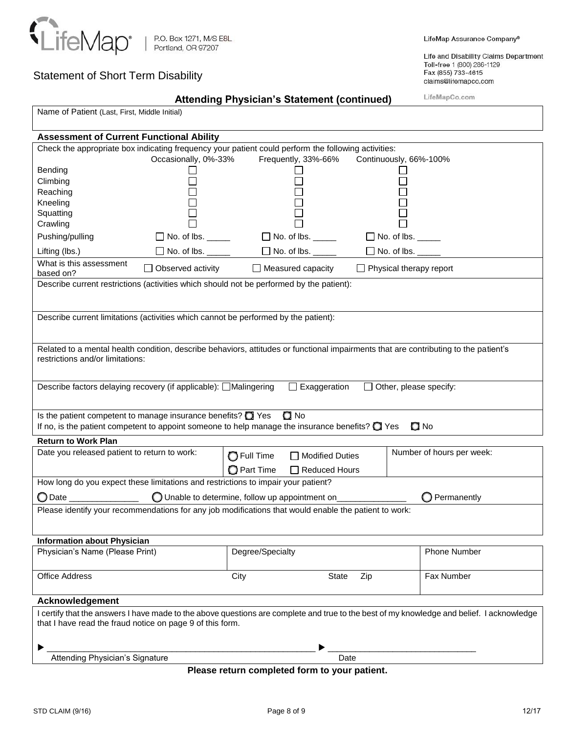LifeMap® | P.O. Box 1271, M/S E8L
Portland, OR 97207

LifeMap Assurance Company®

Life and Disability Claims Department
Toll-free 1 (800) 286-1129
Fax (855) 733-4615
claims@lifemapco.com

LifeMapCo.com

# Statement of Short Term Disability

## Attending Physician's Statement (continued)

Name of Patient (Last, First, Middle Initial)

### Assessment of Current Functional Ability

Check the appropriate box indicating frequency your patient could perform the following activities:

| | Occasionally, 0%-33% | Frequently, 33%-66% | Continuously, 66%-100% |
|---|---|---|---|
| Bending | ☐ | ☐ | ☐ |
| Climbing | ☐ | ☐ | ☐ |
| Reaching | ☐ | ☐ | ☐ |
| Kneeling | ☐ | ☐ | ☐ |
| Squatting | ☐ | ☐ | ☐ |
| Crawling | ☐ | ☐ | ☐ |
| Pushing/pulling | ☐ No. of lbs. _____ | ☐ No. of lbs. _____ | ☐ No. of lbs. _____ |
| Lifting (lbs.) | ☐ No. of lbs. _____ | ☐ No. of lbs. _____ | ☐ No. of lbs. _____ |

What is this assessment based on? ☐ Observed activity ☐ Measured capacity ☐ Physical therapy report

Describe current restrictions (activities which should not be performed by the patient):

Describe current limitations (activities which cannot be performed by the patient):

Related to a mental health condition, describe behaviors, attitudes or functional impairments that are contributing to the patient's restrictions and/or limitations:

Describe factors delaying recovery (if applicable): ☐ Malingering ☐ Exaggeration ☐ Other, please specify:

Is the patient competent to manage insurance benefits? ○ Yes ○ No
If no, is the patient competent to appoint someone to help manage the insurance benefits? ○ Yes ○ No

### Return to Work Plan

| Date you released patient to return to work: | ○ Full Time ☐ Modified Duties<br>○ Part Time ☐ Reduced Hours | Number of hours per week: |
|---|---|---|

How long do you expect these limitations and restrictions to impair your patient?

○ Date _______________ ○ Unable to determine, follow up appointment on_______________ ○ Permanently

Please identify your recommendations for any job modifications that would enable the patient to work:

### Information about Physician

| Physician's Name (Please Print) | Degree/Specialty | | | Phone Number |
|---|---|---|---|---|
| Office Address | City | State | Zip | Fax Number |

### Acknowledgement

I certify that the answers I have made to the above questions are complete and true to the best of my knowledge and belief. I acknowledge that I have read the fraud notice on page 9 of this form.

► ________________________________________ ► ______________________________
Attending Physician's Signature Date

**Please return completed form to your patient.**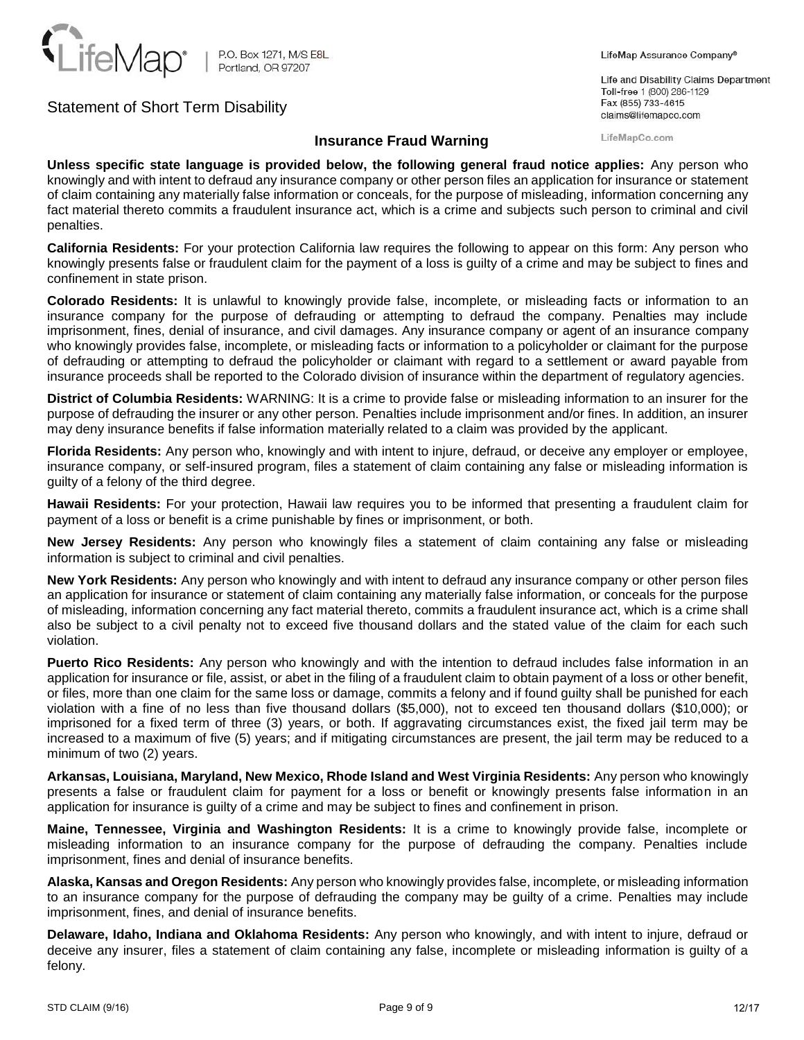LifeMap® | P.O. Box 1271, M/S E8L
Portland, OR 97207

LifeMap Assurance Company®

Life and Disability Claims Department
Toll-free 1 (800) 286-1129
Fax (855) 733-4615
claims@lifemapco.com

LifeMapCo.com

# Statement of Short Term Disability

## Insurance Fraud Warning

**Unless specific state language is provided below, the following general fraud notice applies:** Any person who knowingly and with intent to defraud any insurance company or other person files an application for insurance or statement of claim containing any materially false information or conceals, for the purpose of misleading, information concerning any fact material thereto commits a fraudulent insurance act, which is a crime and subjects such person to criminal and civil penalties.

**California Residents:** For your protection California law requires the following to appear on this form: Any person who knowingly presents false or fraudulent claim for the payment of a loss is guilty of a crime and may be subject to fines and confinement in state prison.

**Colorado Residents:** It is unlawful to knowingly provide false, incomplete, or misleading facts or information to an insurance company for the purpose of defrauding or attempting to defraud the company. Penalties may include imprisonment, fines, denial of insurance, and civil damages. Any insurance company or agent of an insurance company who knowingly provides false, incomplete, or misleading facts or information to a policyholder or claimant for the purpose of defrauding or attempting to defraud the policyholder or claimant with regard to a settlement or award payable from insurance proceeds shall be reported to the Colorado division of insurance within the department of regulatory agencies.

**District of Columbia Residents:** WARNING: It is a crime to provide false or misleading information to an insurer for the purpose of defrauding the insurer or any other person. Penalties include imprisonment and/or fines. In addition, an insurer may deny insurance benefits if false information materially related to a claim was provided by the applicant.

**Florida Residents:** Any person who, knowingly and with intent to injure, defraud, or deceive any employer or employee, insurance company, or self-insured program, files a statement of claim containing any false or misleading information is guilty of a felony of the third degree.

**Hawaii Residents:** For your protection, Hawaii law requires you to be informed that presenting a fraudulent claim for payment of a loss or benefit is a crime punishable by fines or imprisonment, or both.

**New Jersey Residents:** Any person who knowingly files a statement of claim containing any false or misleading information is subject to criminal and civil penalties.

**New York Residents:** Any person who knowingly and with intent to defraud any insurance company or other person files an application for insurance or statement of claim containing any materially false information, or conceals for the purpose of misleading, information concerning any fact material thereto, commits a fraudulent insurance act, which is a crime shall also be subject to a civil penalty not to exceed five thousand dollars and the stated value of the claim for each such violation.

**Puerto Rico Residents:** Any person who knowingly and with the intention to defraud includes false information in an application for insurance or file, assist, or abet in the filing of a fraudulent claim to obtain payment of a loss or other benefit, or files, more than one claim for the same loss or damage, commits a felony and if found guilty shall be punished for each violation with a fine of no less than five thousand dollars ($5,000), not to exceed ten thousand dollars ($10,000); or imprisoned for a fixed term of three (3) years, or both. If aggravating circumstances exist, the fixed jail term may be increased to a maximum of five (5) years; and if mitigating circumstances are present, the jail term may be reduced to a minimum of two (2) years.

**Arkansas, Louisiana, Maryland, New Mexico, Rhode Island and West Virginia Residents:** Any person who knowingly presents a false or fraudulent claim for payment for a loss or benefit or knowingly presents false information in an application for insurance is guilty of a crime and may be subject to fines and confinement in prison.

**Maine, Tennessee, Virginia and Washington Residents:** It is a crime to knowingly provide false, incomplete or misleading information to an insurance company for the purpose of defrauding the company. Penalties include imprisonment, fines and denial of insurance benefits.

**Alaska, Kansas and Oregon Residents:** Any person who knowingly provides false, incomplete, or misleading information to an insurance company for the purpose of defrauding the company may be guilty of a crime. Penalties may include imprisonment, fines, and denial of insurance benefits.

**Delaware, Idaho, Indiana and Oklahoma Residents:** Any person who knowingly, and with intent to injure, defraud or deceive any insurer, files a statement of claim containing any false, incomplete or misleading information is guilty of a felony.

STD CLAIM (9/16) 12/17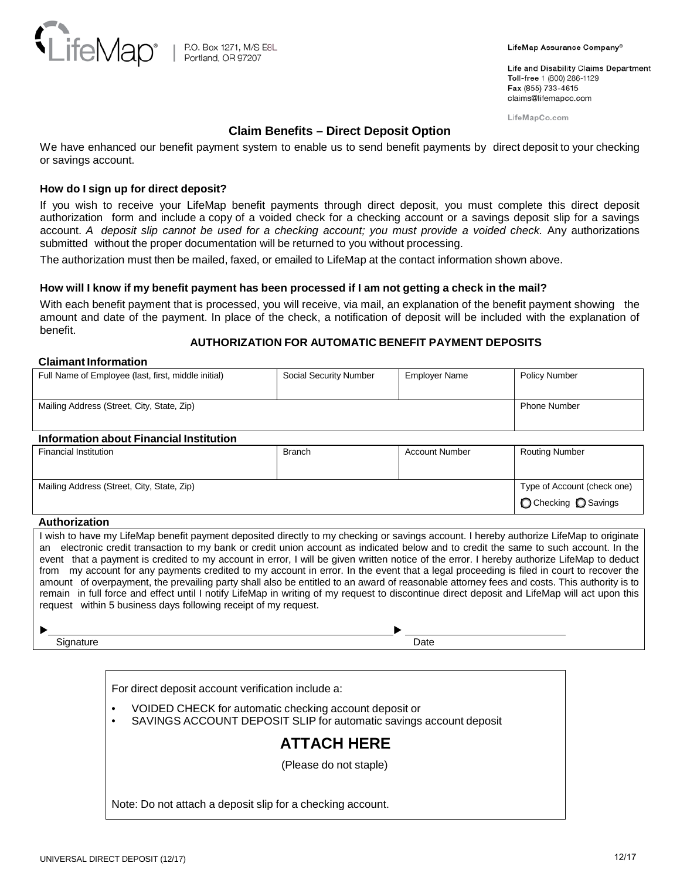LifeMap®

P.O. Box 1271, M/S E8L
Portland, OR 97207

LifeMap Assurance Company®

Life and Disability Claims Department
Toll-free 1 (800) 286-1129
Fax (855) 733-4615
claims@lifemapco.com

LifeMapCo.com

## Claim Benefits – Direct Deposit Option

We have enhanced our benefit payment system to enable us to send benefit payments by direct deposit to your checking or savings account.

### How do I sign up for direct deposit?

If you wish to receive your LifeMap benefit payments through direct deposit, you must complete this direct deposit authorization form and include a copy of a voided check for a checking account or a savings deposit slip for a savings account. *A deposit slip cannot be used for a checking account; you must provide a voided check.* Any authorizations submitted without the proper documentation will be returned to you without processing.

The authorization must then be mailed, faxed, or emailed to LifeMap at the contact information shown above.

### How will I know if my benefit payment has been processed if I am not getting a check in the mail?

With each benefit payment that is processed, you will receive, via mail, an explanation of the benefit payment showing the amount and date of the payment. In place of the check, a notification of deposit will be included with the explanation of benefit.

### AUTHORIZATION FOR AUTOMATIC BENEFIT PAYMENT DEPOSITS

**Claimant Information**

| Full Name of Employee (last, first, middle initial) | Social Security Number | Employer Name | Policy Number |
|---|---|---|---|
| Mailing Address (Street, City, State, Zip) | | | Phone Number |

**Information about Financial Institution**

| Financial Institution | Branch | Account Number | Routing Number |
|---|---|---|---|
| Mailing Address (Street, City, State, Zip) | | | Type of Account (check one)<br>◯ Checking ◯ Savings |

**Authorization**

I wish to have my LifeMap benefit payment deposited directly to my checking or savings account. I hereby authorize LifeMap to originate an electronic credit transaction to my bank or credit union account as indicated below and to credit the same to such account. In the event that a payment is credited to my account in error, I will be given written notice of the error. I hereby authorize LifeMap to deduct from my account for any payments credited to my account in error. In the event that a legal proceeding is filed in court to recover the amount of overpayment, the prevailing party shall also be entitled to an award of reasonable attorney fees and costs. This authority is to remain in full force and effect until I notify LifeMap in writing of my request to discontinue direct deposit and LifeMap will act upon this request within 5 business days following receipt of my request.

▶ ______________________________ Signature ▶ ______________________________ Date

For direct deposit account verification include a:

- VOIDED CHECK for automatic checking account deposit or
- SAVINGS ACCOUNT DEPOSIT SLIP for automatic savings account deposit

## ATTACH HERE

(Please do not staple)

Note: Do not attach a deposit slip for a checking account.

UNIVERSAL DIRECT DEPOSIT (12/17)